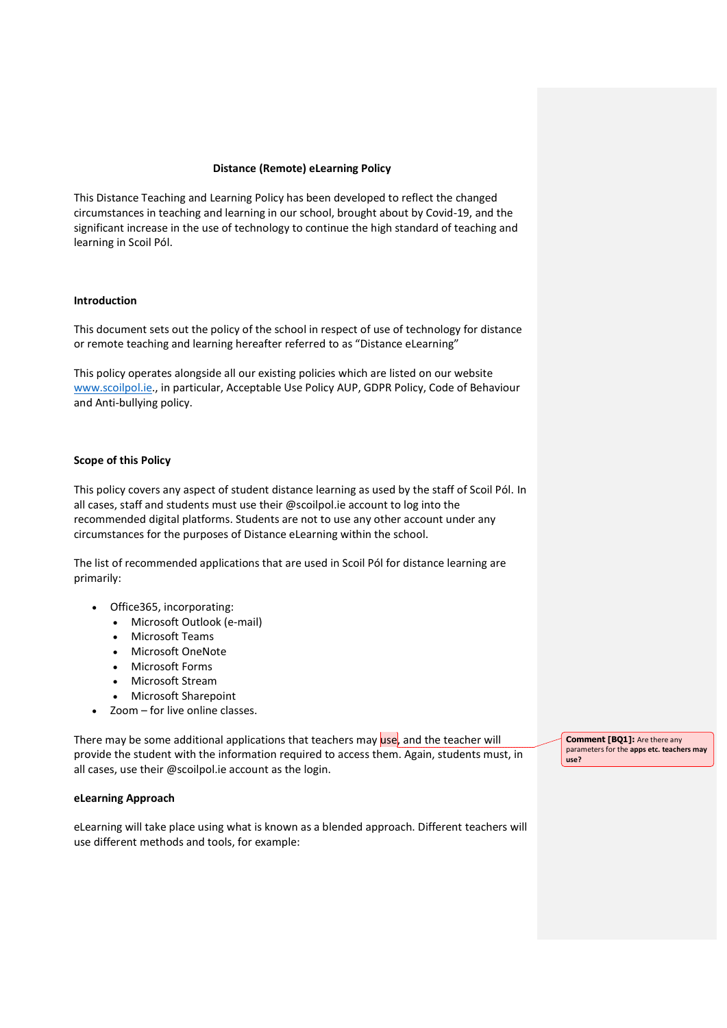**Distance (Remote) eLearning Policy**

This Distance Teaching and Learning Policy has been developed to reflect the changed circumstances in teaching and learning in our school, brought about by Covid-19, and the significant increase in the use of technology to continue the high standard of teaching and learning in Scoil Pól.

## Introduction

This document sets out the policy of the school in respect of use of technology for distance or remote teaching and learning hereafter referred to as "Distance eLearning"

This policy operates alongside all our existing policies which are listed on our website www.scoilpol.ie., in particular, Acceptable Use Policy AUP, GDPR Policy, Code of Behaviour and Anti-bullying policy.

## Scope of this Policy

This policy covers any aspect of student distance learning as used by the staff of Scoil Pól. In all cases, staff and students must use their @scoilpol.ie account to log into the recommended digital platforms. Students are not to use any other account under any circumstances for the purposes of Distance eLearning within the school.

The list of recommended applications that are used in Scoil Pól for distance learning are primarily:

- Office365, incorporating:
  - Microsoft Outlook (e-mail)
  - Microsoft Teams
  - Microsoft OneNote
  - Microsoft Forms
  - Microsoft Stream
  - Microsoft Sharepoint
- Zoom – for live online classes.

There may be some additional applications that teachers may use, and the teacher will provide the student with the information required to access them. Again, students must, in all cases, use their @scoilpol.ie account as the login.

**Comment [BQ1]:** Are there any parameters for the **apps etc. teachers may use?**

## eLearning Approach

eLearning will take place using what is known as a blended approach. Different teachers will use different methods and tools, for example: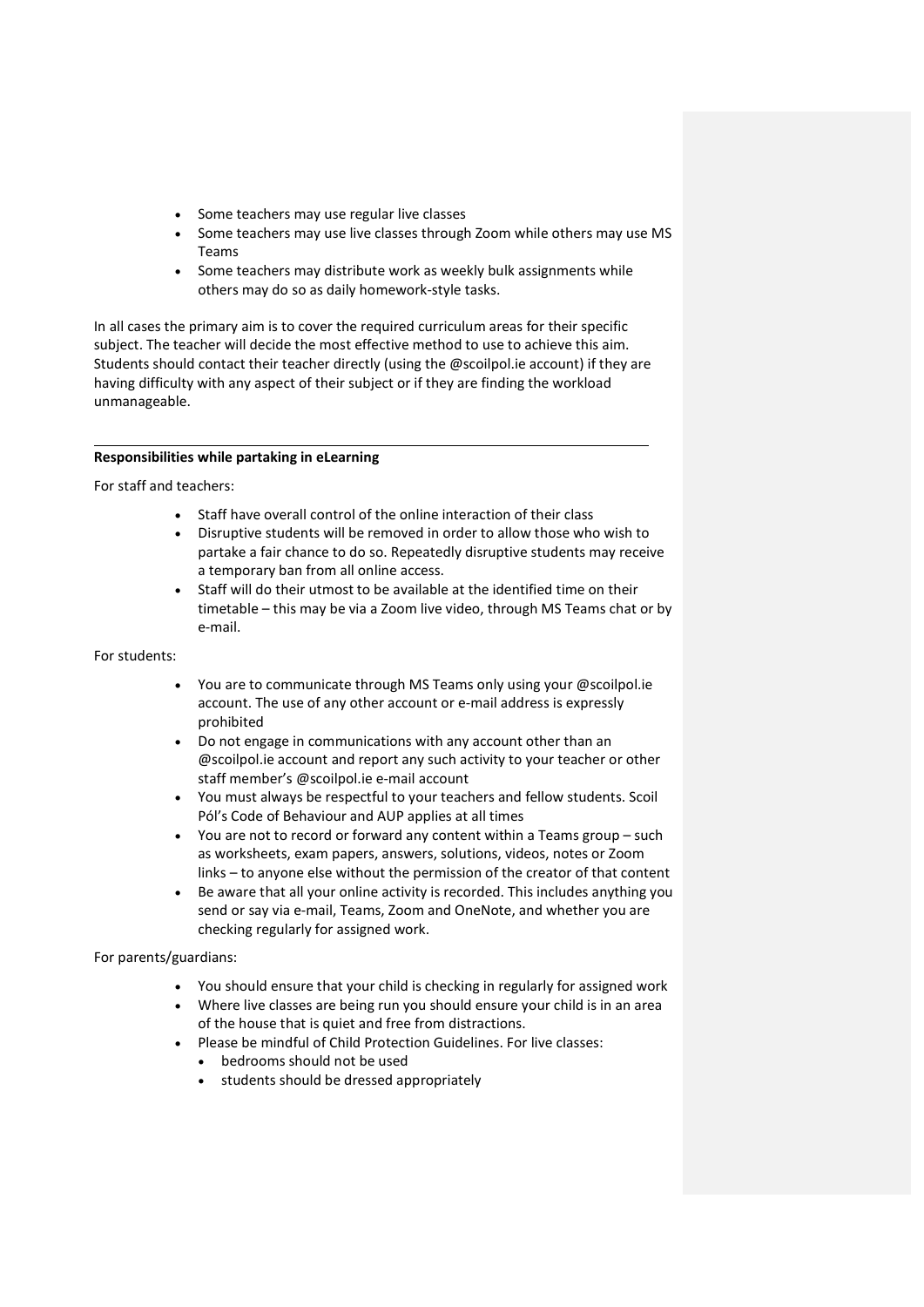- Some teachers may use regular live classes
- Some teachers may use live classes through Zoom while others may use MS Teams
- Some teachers may distribute work as weekly bulk assignments while others may do so as daily homework-style tasks.

In all cases the primary aim is to cover the required curriculum areas for their specific subject. The teacher will decide the most effective method to use to achieve this aim. Students should contact their teacher directly (using the @scoilpol.ie account) if they are having difficulty with any aspect of their subject or if they are finding the workload unmanageable.

---

**Responsibilities while partaking in eLearning**

For staff and teachers:

- Staff have overall control of the online interaction of their class
- Disruptive students will be removed in order to allow those who wish to partake a fair chance to do so. Repeatedly disruptive students may receive a temporary ban from all online access.
- Staff will do their utmost to be available at the identified time on their timetable – this may be via a Zoom live video, through MS Teams chat or by e-mail.

For students:

- You are to communicate through MS Teams only using your @scoilpol.ie account. The use of any other account or e-mail address is expressly prohibited
- Do not engage in communications with any account other than an @scoilpol.ie account and report any such activity to your teacher or other staff member's @scoilpol.ie e-mail account
- You must always be respectful to your teachers and fellow students. Scoil Pól's Code of Behaviour and AUP applies at all times
- You are not to record or forward any content within a Teams group – such as worksheets, exam papers, answers, solutions, videos, notes or Zoom links – to anyone else without the permission of the creator of that content
- Be aware that all your online activity is recorded. This includes anything you send or say via e-mail, Teams, Zoom and OneNote, and whether you are checking regularly for assigned work.

For parents/guardians:

- You should ensure that your child is checking in regularly for assigned work
- Where live classes are being run you should ensure your child is in an area of the house that is quiet and free from distractions.
- Please be mindful of Child Protection Guidelines. For live classes:
  - bedrooms should not be used
  - students should be dressed appropriately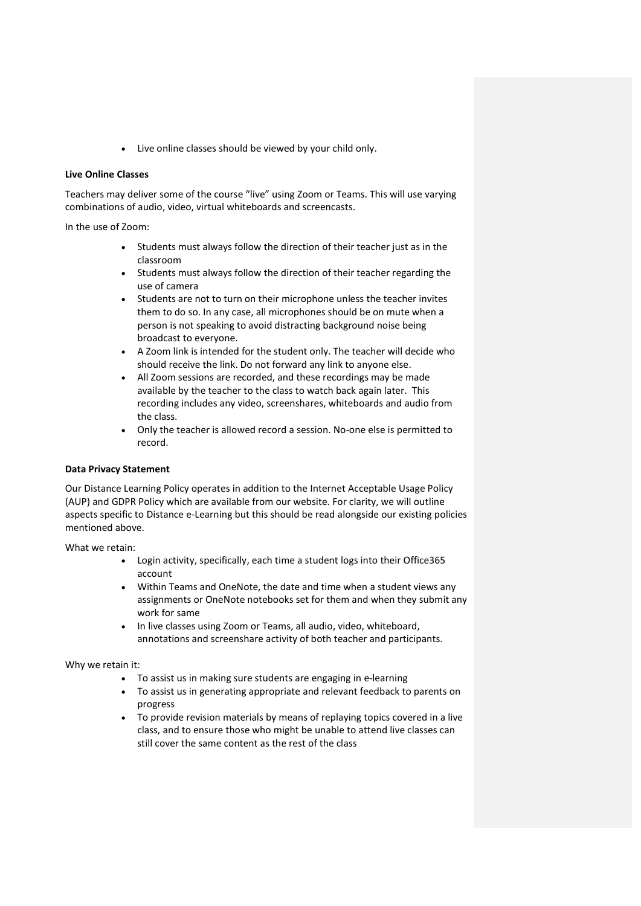- Live online classes should be viewed by your child only.

**Live Online Classes**

Teachers may deliver some of the course "live" using Zoom or Teams. This will use varying combinations of audio, video, virtual whiteboards and screencasts.

In the use of Zoom:

- Students must always follow the direction of their teacher just as in the classroom
- Students must always follow the direction of their teacher regarding the use of camera
- Students are not to turn on their microphone unless the teacher invites them to do so. In any case, all microphones should be on mute when a person is not speaking to avoid distracting background noise being broadcast to everyone.
- A Zoom link is intended for the student only. The teacher will decide who should receive the link. Do not forward any link to anyone else.
- All Zoom sessions are recorded, and these recordings may be made available by the teacher to the class to watch back again later. This recording includes any video, screenshares, whiteboards and audio from the class.
- Only the teacher is allowed record a session. No-one else is permitted to record.

**Data Privacy Statement**

Our Distance Learning Policy operates in addition to the Internet Acceptable Usage Policy (AUP) and GDPR Policy which are available from our website. For clarity, we will outline aspects specific to Distance e-Learning but this should be read alongside our existing policies mentioned above.

What we retain:

- Login activity, specifically, each time a student logs into their Office365 account
- Within Teams and OneNote, the date and time when a student views any assignments or OneNote notebooks set for them and when they submit any work for same
- In live classes using Zoom or Teams, all audio, video, whiteboard, annotations and screenshare activity of both teacher and participants.

Why we retain it:

- To assist us in making sure students are engaging in e-learning
- To assist us in generating appropriate and relevant feedback to parents on progress
- To provide revision materials by means of replaying topics covered in a live class, and to ensure those who might be unable to attend live classes can still cover the same content as the rest of the class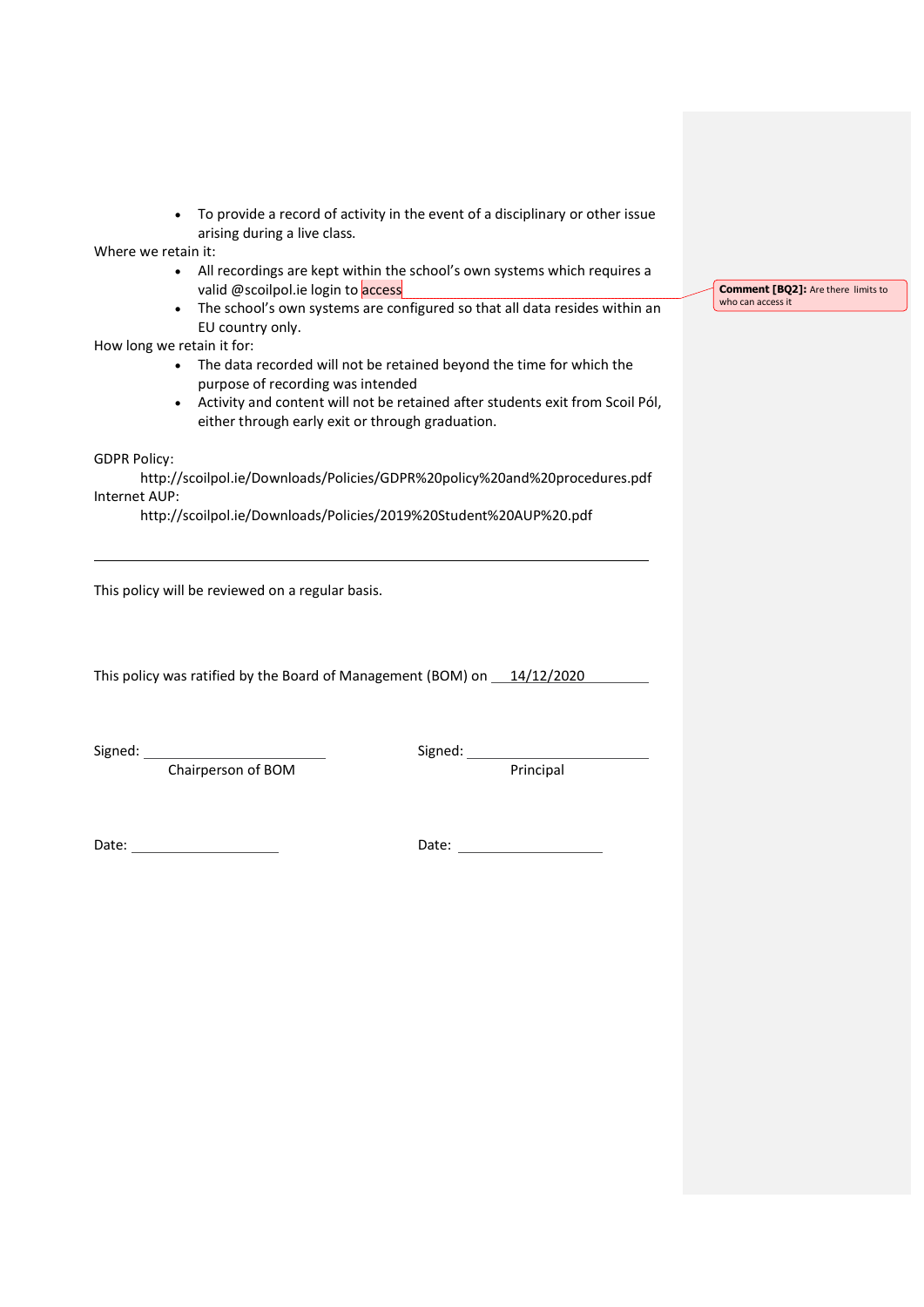- To provide a record of activity in the event of a disciplinary or other issue arising during a live class.

Where we retain it:

- All recordings are kept within the school's own systems which requires a valid @scoilpol.ie login to access
- The school's own systems are configured so that all data resides within an EU country only.

How long we retain it for:

- The data recorded will not be retained beyond the time for which the purpose of recording was intended
- Activity and content will not be retained after students exit from Scoil Pól, either through early exit or through graduation.

GDPR Policy:

http://scoilpol.ie/Downloads/Policies/GDPR%20policy%20and%20procedures.pdf

Internet AUP:

http://scoilpol.ie/Downloads/Policies/2019%20Student%20AUP%20.pdf

---

This policy will be reviewed on a regular basis.

This policy was ratified by the Board of Management (BOM) on 14/12/2020

Signed: ____________________
Chairperson of BOM

Signed: ____________________
Principal

Date: ____________________

Date: ____________________

Comment [BQ2]: Are there limits to who can access it